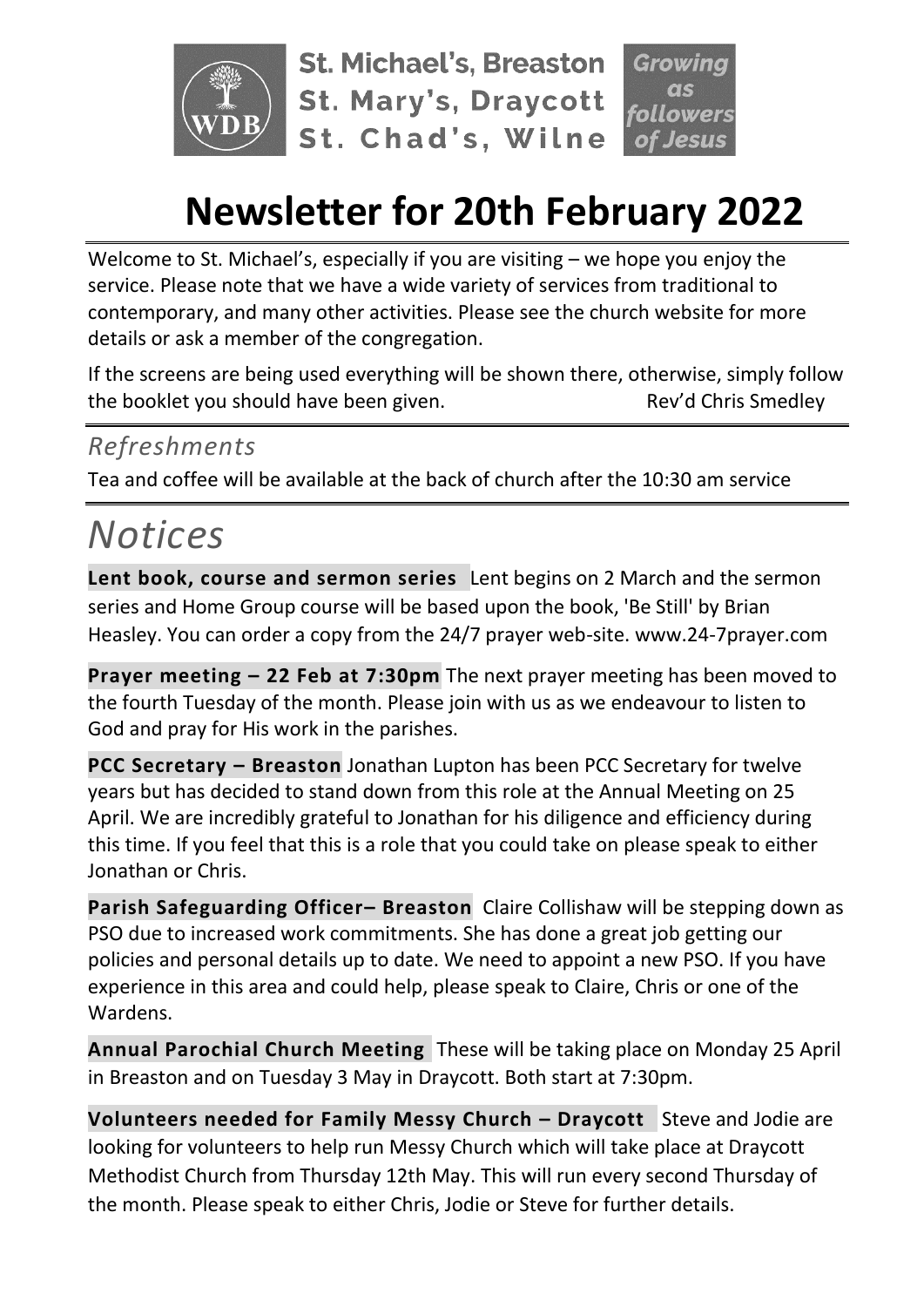St. Michael's, Breaston
St. Mary's, Draycott
St. Chad's, Wilne

Growing as followers of Jesus

# Newsletter for 20th February 2022

Welcome to St. Michael's, especially if you are visiting – we hope you enjoy the service. Please note that we have a wide variety of services from traditional to contemporary, and many other activities. Please see the church website for more details or ask a member of the congregation.

If the screens are being used everything will be shown there, otherwise, simply follow the booklet you should have been given. Rev'd Chris Smedley

## *Refreshments*

Tea and coffee will be available at the back of church after the 10:30 am service

# *Notices*

**Lent book, course and sermon series** Lent begins on 2 March and the sermon series and Home Group course will be based upon the book, 'Be Still' by Brian Heasley. You can order a copy from the 24/7 prayer web-site. www.24-7prayer.com

**Prayer meeting – 22 Feb at 7:30pm** The next prayer meeting has been moved to the fourth Tuesday of the month. Please join with us as we endeavour to listen to God and pray for His work in the parishes.

**PCC Secretary – Breaston** Jonathan Lupton has been PCC Secretary for twelve years but has decided to stand down from this role at the Annual Meeting on 25 April. We are incredibly grateful to Jonathan for his diligence and efficiency during this time. If you feel that this is a role that you could take on please speak to either Jonathan or Chris.

**Parish Safeguarding Officer– Breaston** Claire Collishaw will be stepping down as PSO due to increased work commitments. She has done a great job getting our policies and personal details up to date. We need to appoint a new PSO. If you have experience in this area and could help, please speak to Claire, Chris or one of the Wardens.

**Annual Parochial Church Meeting** These will be taking place on Monday 25 April in Breaston and on Tuesday 3 May in Draycott. Both start at 7:30pm.

**Volunteers needed for Family Messy Church – Draycott** Steve and Jodie are looking for volunteers to help run Messy Church which will take place at Draycott Methodist Church from Thursday 12th May. This will run every second Thursday of the month. Please speak to either Chris, Jodie or Steve for further details.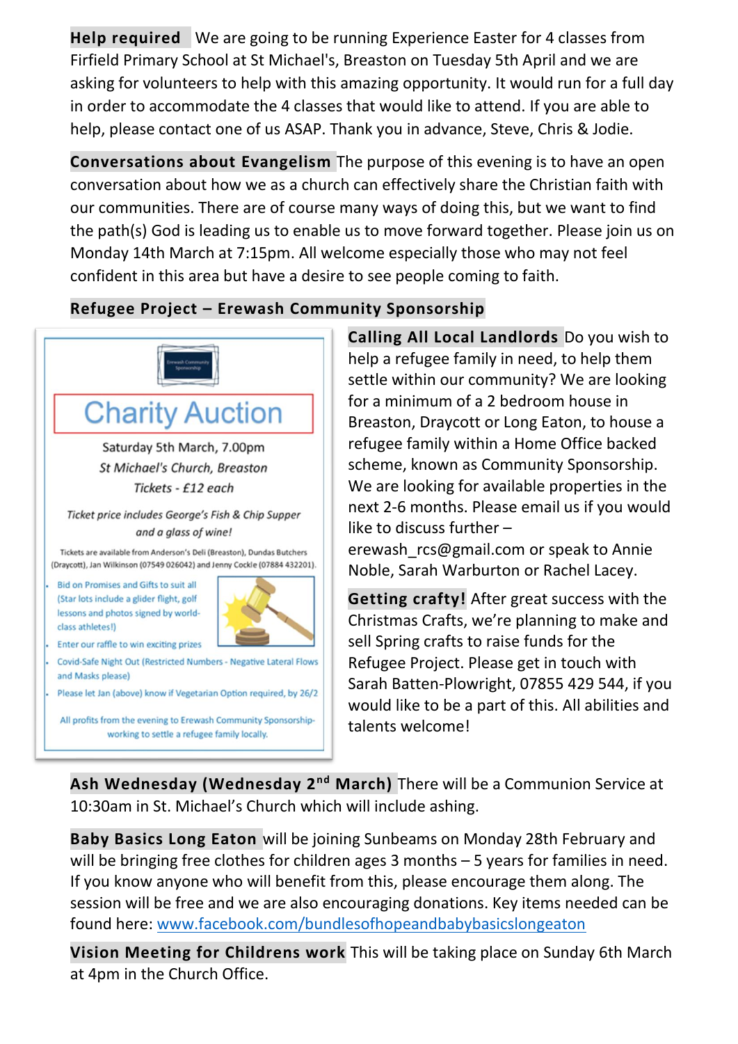**Help required** We are going to be running Experience Easter for 4 classes from Firfield Primary School at St Michael's, Breaston on Tuesday 5th April and we are asking for volunteers to help with this amazing opportunity. It would run for a full day in order to accommodate the 4 classes that would like to attend. If you are able to help, please contact one of us ASAP. Thank you in advance, Steve, Chris & Jodie.

**Conversations about Evangelism** The purpose of this evening is to have an open conversation about how we as a church can effectively share the Christian faith with our communities. There are of course many ways of doing this, but we want to find the path(s) God is leading us to enable us to move forward together. Please join us on Monday 14th March at 7:15pm. All welcome especially those who may not feel confident in this area but have a desire to see people coming to faith.

**Refugee Project – Erewash Community Sponsorship**

Erewash Community Sponsorship

## Charity Auction

Saturday 5th March, 7.00pm

*St Michael's Church, Breaston*

*Tickets - £12 each*

*Ticket price includes George's Fish & Chip Supper and a glass of wine!*

Tickets are available from Anderson's Deli (Breaston), Dundas Butchers (Draycott), Jan Wilkinson (07549 026042) and Jenny Cockle (07884 432201).

- Bid on Promises and Gifts to suit all (Star lots include a glider flight, golf lessons and photos signed by world-class athletes!)
- Enter our raffle to win exciting prizes
- Covid-Safe Night Out (Restricted Numbers - Negative Lateral Flows and Masks please)
- Please let Jan (above) know if Vegetarian Option required, by 26/2

All profits from the evening to Erewash Community Sponsorship-working to settle a refugee family locally.

**Calling All Local Landlords** Do you wish to help a refugee family in need, to help them settle within our community? We are looking for a minimum of a 2 bedroom house in Breaston, Draycott or Long Eaton, to house a refugee family within a Home Office backed scheme, known as Community Sponsorship. We are looking for available properties in the next 2-6 months. Please email us if you would like to discuss further – erewash_rcs@gmail.com or speak to Annie Noble, Sarah Warburton or Rachel Lacey.

**Getting crafty!** After great success with the Christmas Crafts, we're planning to make and sell Spring crafts to raise funds for the Refugee Project. Please get in touch with Sarah Batten-Plowright, 07855 429 544, if you would like to be a part of this. All abilities and talents welcome!

**Ash Wednesday (Wednesday 2nd March)** There will be a Communion Service at 10:30am in St. Michael's Church which will include ashing.

**Baby Basics Long Eaton** will be joining Sunbeams on Monday 28th February and will be bringing free clothes for children ages 3 months – 5 years for families in need. If you know anyone who will benefit from this, please encourage them along. The session will be free and we are also encouraging donations. Key items needed can be found here: www.facebook.com/bundlesofhopeandbabybasicslongeaton

**Vision Meeting for Childrens work** This will be taking place on Sunday 6th March at 4pm in the Church Office.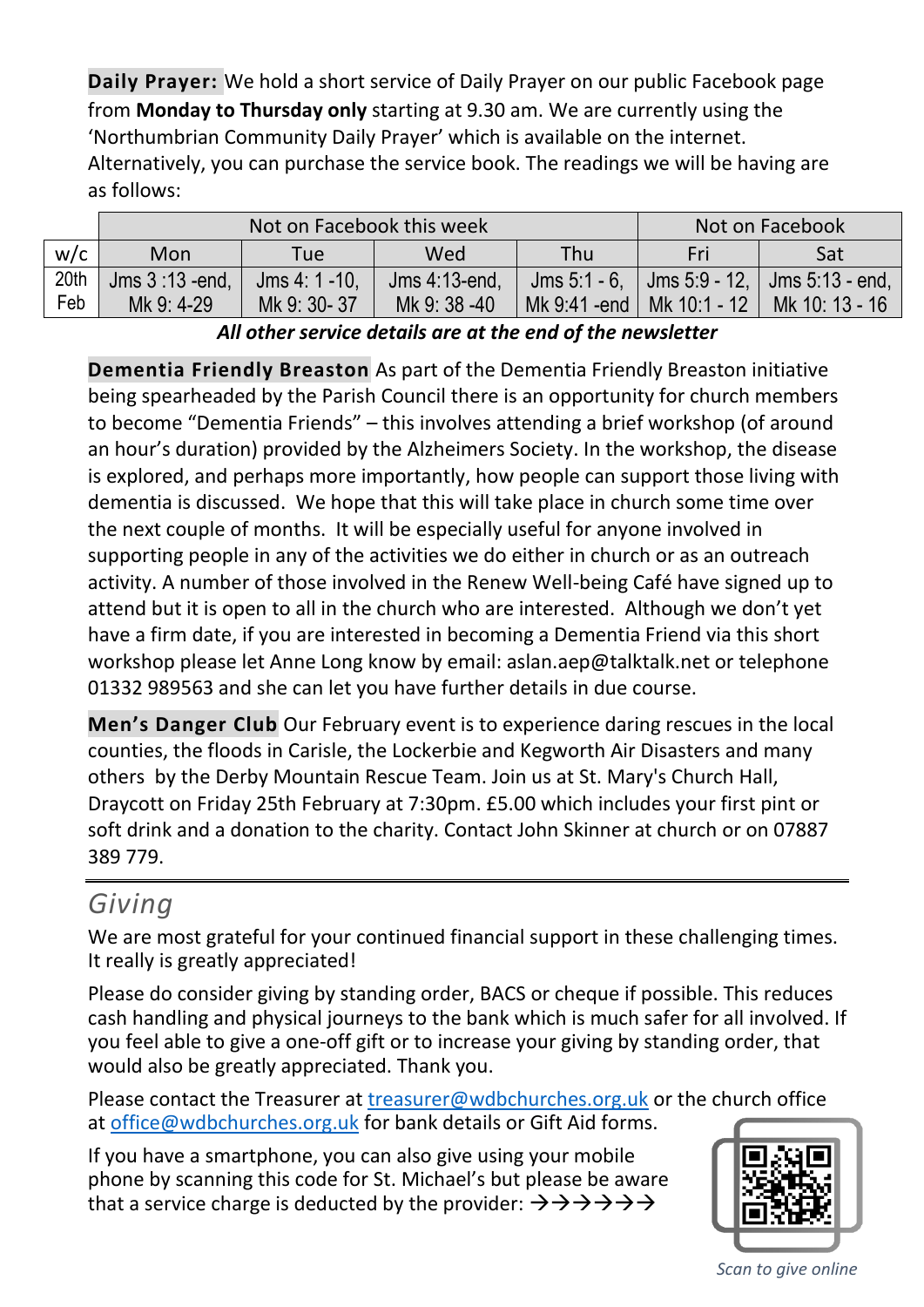**Daily Prayer:** We hold a short service of Daily Prayer on our public Facebook page from **Monday to Thursday only** starting at 9.30 am. We are currently using the 'Northumbrian Community Daily Prayer' which is available on the internet. Alternatively, you can purchase the service book. The readings we will be having are as follows:

| | Not on Facebook this week | | | | Not on Facebook | |
|---|---|---|---|---|---|---|
| w/c | Mon | Tue | Wed | Thu | Fri | Sat |
| 20th Feb | Jms 3 :13 -end, Mk 9: 4-29 | Jms 4: 1 -10, Mk 9: 30- 37 | Jms 4:13-end, Mk 9: 38 -40 | Jms 5:1 - 6, Mk 9:41 -end | Jms 5:9 - 12, Mk 10:1 - 12 | Jms 5:13 - end, Mk 10: 13 - 16 |

***All other service details are at the end of the newsletter***

**Dementia Friendly Breaston** As part of the Dementia Friendly Breaston initiative being spearheaded by the Parish Council there is an opportunity for church members to become "Dementia Friends" – this involves attending a brief workshop (of around an hour's duration) provided by the Alzheimers Society. In the workshop, the disease is explored, and perhaps more importantly, how people can support those living with dementia is discussed. We hope that this will take place in church some time over the next couple of months. It will be especially useful for anyone involved in supporting people in any of the activities we do either in church or as an outreach activity. A number of those involved in the Renew Well-being Café have signed up to attend but it is open to all in the church who are interested. Although we don't yet have a firm date, if you are interested in becoming a Dementia Friend via this short workshop please let Anne Long know by email: aslan.aep@talktalk.net or telephone 01332 989563 and she can let you have further details in due course.

**Men's Danger Club** Our February event is to experience daring rescues in the local counties, the floods in Carisle, the Lockerbie and Kegworth Air Disasters and many others by the Derby Mountain Rescue Team. Join us at St. Mary's Church Hall, Draycott on Friday 25th February at 7:30pm. £5.00 which includes your first pint or soft drink and a donation to the charity. Contact John Skinner at church or on 07887 389 779.

---

## *Giving*

We are most grateful for your continued financial support in these challenging times. It really is greatly appreciated!

Please do consider giving by standing order, BACS or cheque if possible. This reduces cash handling and physical journeys to the bank which is much safer for all involved. If you feel able to give a one-off gift or to increase your giving by standing order, that would also be greatly appreciated. Thank you.

Please contact the Treasurer at treasurer@wdbchurches.org.uk or the church office at office@wdbchurches.org.uk for bank details or Gift Aid forms.

If you have a smartphone, you can also give using your mobile phone by scanning this code for St. Michael's but please be aware that a service charge is deducted by the provider: →→→→→→

*Scan to give online*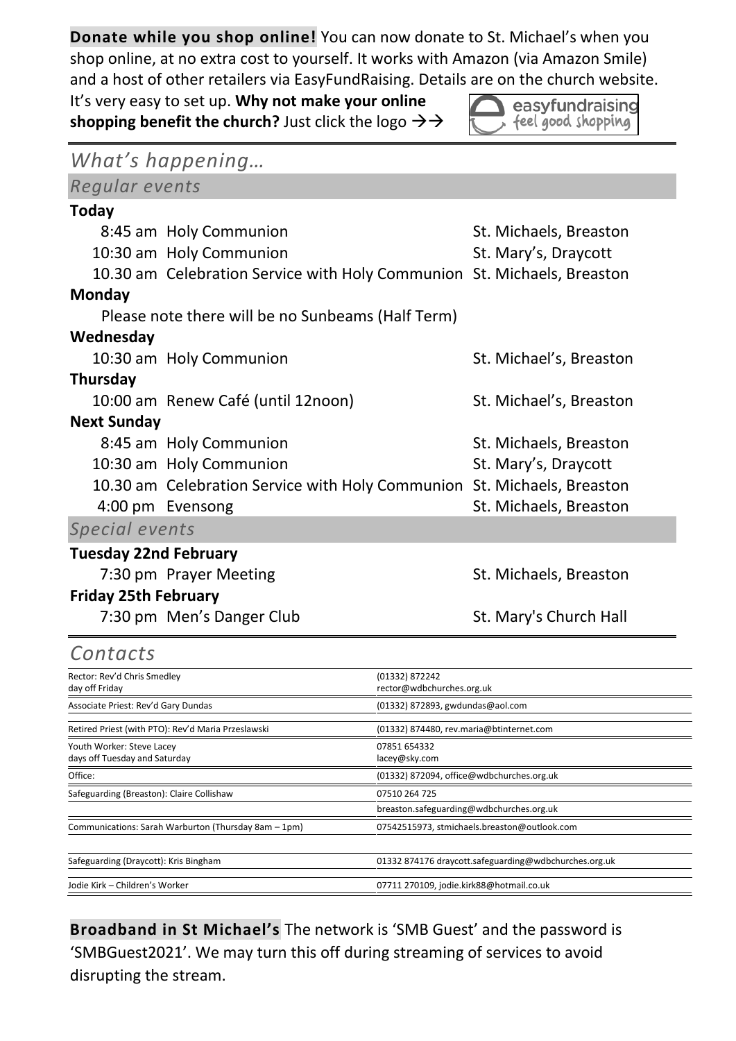**Donate while you shop online!** You can now donate to St. Michael's when you shop online, at no extra cost to yourself. It works with Amazon (via Amazon Smile) and a host of other retailers via EasyFundRaising. Details are on the church website. It's very easy to set up. **Why not make your online shopping benefit the church?** Just click the logo →→

easyfundraising feel good shopping

## *What's happening…*

### *Regular events*

**Today**

| | | |
|---|---|---|
| 8:45 am | Holy Communion | St. Michaels, Breaston |
| 10:30 am | Holy Communion | St. Mary's, Draycott |
| 10.30 am | Celebration Service with Holy Communion | St. Michaels, Breaston |

**Monday**

Please note there will be no Sunbeams (Half Term)

**Wednesday**

| | | |
|---|---|---|
| 10:30 am | Holy Communion | St. Michael's, Breaston |

**Thursday**

| | | |
|---|---|---|
| 10:00 am | Renew Café (until 12noon) | St. Michael's, Breaston |

**Next Sunday**

| | | |
|---|---|---|
| 8:45 am | Holy Communion | St. Michaels, Breaston |
| 10:30 am | Holy Communion | St. Mary's, Draycott |
| 10.30 am | Celebration Service with Holy Communion | St. Michaels, Breaston |
| 4:00 pm | Evensong | St. Michaels, Breaston |

### *Special events*

**Tuesday 22nd February**

| | | |
|---|---|---|
| 7:30 pm | Prayer Meeting | St. Michaels, Breaston |

**Friday 25th February**

| | | |
|---|---|---|
| 7:30 pm | Men's Danger Club | St. Mary's Church Hall |

## *Contacts*

| | |
|---|---|
| Rector: Rev'd Chris Smedley<br>day off Friday | (01332) 872242<br>rector@wdbchurches.org.uk |
| Associate Priest: Rev'd Gary Dundas | (01332) 872893, gwdundas@aol.com |
| Retired Priest (with PTO): Rev'd Maria Przeslawski | (01332) 874480, rev.maria@btinternet.com |
| Youth Worker: Steve Lacey<br>days off Tuesday and Saturday | 07851 654332<br>lacey@sky.com |
| Office: | (01332) 872094, office@wdbchurches.org.uk |
| Safeguarding (Breaston): Claire Collishaw | 07510 264 725 |
| | breaston.safeguarding@wdbchurches.org.uk |
| Communications: Sarah Warburton (Thursday 8am – 1pm) | 07542515973, stmichaels.breaston@outlook.com |
| Safeguarding (Draycott): Kris Bingham | 01332 874176 draycott.safeguarding@wdbchurches.org.uk |
| Jodie Kirk – Children's Worker | 07711 270109, jodie.kirk88@hotmail.co.uk |

**Broadband in St Michael's** The network is 'SMB Guest' and the password is 'SMBGuest2021'. We may turn this off during streaming of services to avoid disrupting the stream.